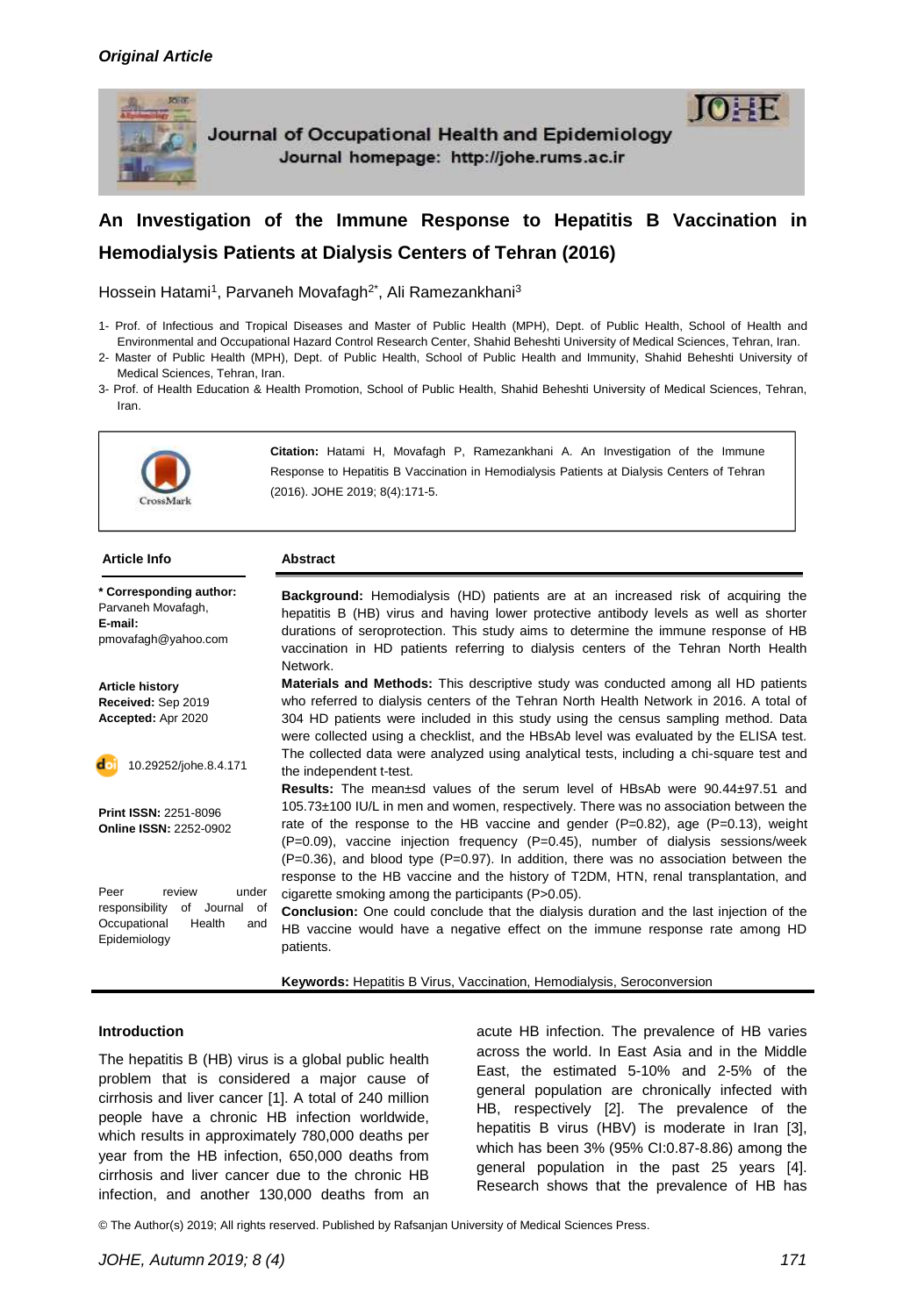*Original Article*

# An Investigation of the Immune Response to Hepatitis B Vaccination in Hemodialysis Patients at Dialysis Centers of Tehran (2016)

Hossein Hatami[1], Parvaneh Movafagh[2*], Ali Ramezankhani[3]

1- Prof. of Infectious and Tropical Diseases and Master of Public Health (MPH), Dept. of Public Health, School of Health and Environmental and Occupational Hazard Control Research Center, Shahid Beheshti University of Medical Sciences, Tehran, Iran.
2- Master of Public Health (MPH), Dept. of Public Health, School of Public Health and Immunity, Shahid Beheshti University of Medical Sciences, Tehran, Iran.
3- Prof. of Health Education & Health Promotion, School of Public Health, Shahid Beheshti University of Medical Sciences, Tehran, Iran.

**Citation:** Hatami H, Movafagh P, Ramezankhani A. An Investigation of the Immune Response to Hepatitis B Vaccination in Hemodialysis Patients at Dialysis Centers of Tehran (2016). JOHE 2019; 8(4):171-5.

## Article Info

**\* Corresponding author:**
Parvaneh Movafagh,
**E-mail:**
pmovafagh@yahoo.com

**Article history**
**Received:** Sep 2019
**Accepted:** Apr 2020

10.29252/johe.8.4.171

**Print ISSN:** 2251-8096
**Online ISSN:** 2252-0902

Peer review under responsibility of Journal of Occupational Health and Epidemiology

## Abstract

**Background:** Hemodialysis (HD) patients are at an increased risk of acquiring the hepatitis B (HB) virus and having lower protective antibody levels as well as shorter durations of seroprotection. This study aims to determine the immune response of HB vaccination in HD patients referring to dialysis centers of the Tehran North Health Network.

**Materials and Methods:** This descriptive study was conducted among all HD patients who referred to dialysis centers of the Tehran North Health Network in 2016. A total of 304 HD patients were included in this study using the census sampling method. Data were collected using a checklist, and the HBsAb level was evaluated by the ELISA test. The collected data were analyzed using analytical tests, including a chi-square test and the independent t-test.

**Results:** The mean±sd values of the serum level of HBsAb were 90.44±97.51 and 105.73±100 IU/L in men and women, respectively. There was no association between the rate of the response to the HB vaccine and gender (P=0.82), age (P=0.13), weight (P=0.09), vaccine injection frequency (P=0.45), number of dialysis sessions/week (P=0.36), and blood type (P=0.97). In addition, there was no association between the response to the HB vaccine and the history of T2DM, HTN, renal transplantation, and cigarette smoking among the participants (P>0.05).

**Conclusion:** One could conclude that the dialysis duration and the last injection of the HB vaccine would have a negative effect on the immune response rate among HD patients.

**Keywords:** Hepatitis B Virus, Vaccination, Hemodialysis, Seroconversion

## Introduction

The hepatitis B (HB) virus is a global public health problem that is considered a major cause of cirrhosis and liver cancer [1]. A total of 240 million people have a chronic HB infection worldwide, which results in approximately 780,000 deaths per year from the HB infection, 650,000 deaths from cirrhosis and liver cancer due to the chronic HB infection, and another 130,000 deaths from an acute HB infection. The prevalence of HB varies across the world. In East Asia and in the Middle East, the estimated 5-10% and 2-5% of the general population are chronically infected with HB, respectively [2]. The prevalence of the hepatitis B virus (HBV) is moderate in Iran [3], which has been 3% (95% CI:0.87-8.86) among the general population in the past 25 years [4]. Research shows that the prevalence of HB has

© The Author(s) 2019; All rights reserved. Published by Rafsanjan University of Medical Sciences Press.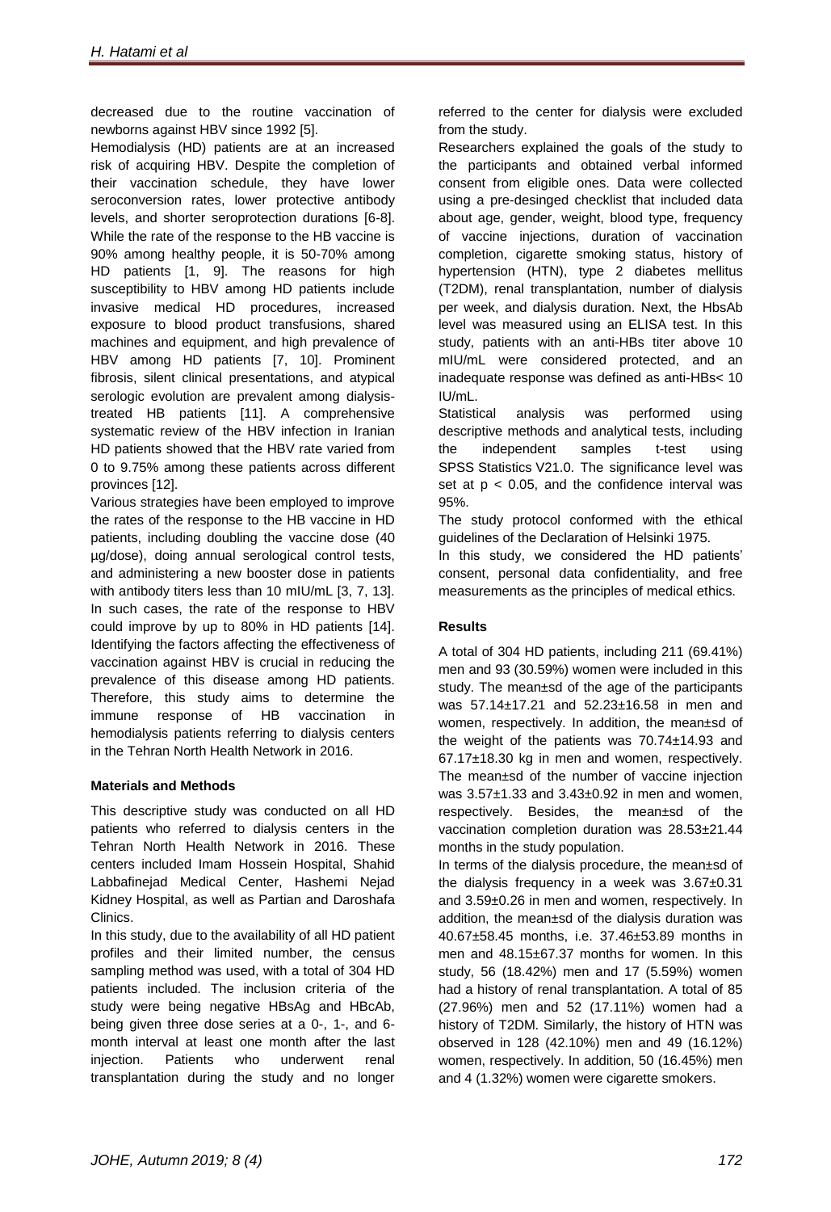decreased due to the routine vaccination of newborns against HBV since 1992 [5].

Hemodialysis (HD) patients are at an increased risk of acquiring HBV. Despite the completion of their vaccination schedule, they have lower seroconversion rates, lower protective antibody levels, and shorter seroprotection durations [6-8]. While the rate of the response to the HB vaccine is 90% among healthy people, it is 50-70% among HD patients [1, 9]. The reasons for high susceptibility to HBV among HD patients include invasive medical HD procedures, increased exposure to blood product transfusions, shared machines and equipment, and high prevalence of HBV among HD patients [7, 10]. Prominent fibrosis, silent clinical presentations, and atypical serologic evolution are prevalent among dialysis-treated HB patients [11]. A comprehensive systematic review of the HBV infection in Iranian HD patients showed that the HBV rate varied from 0 to 9.75% among these patients across different provinces [12].

Various strategies have been employed to improve the rates of the response to the HB vaccine in HD patients, including doubling the vaccine dose (40 µg/dose), doing annual serological control tests, and administering a new booster dose in patients with antibody titers less than 10 mIU/mL [3, 7, 13]. In such cases, the rate of the response to HBV could improve by up to 80% in HD patients [14]. Identifying the factors affecting the effectiveness of vaccination against HBV is crucial in reducing the prevalence of this disease among HD patients. Therefore, this study aims to determine the immune response of HB vaccination in hemodialysis patients referring to dialysis centers in the Tehran North Health Network in 2016.

**Materials and Methods**

This descriptive study was conducted on all HD patients who referred to dialysis centers in the Tehran North Health Network in 2016. These centers included Imam Hossein Hospital, Shahid Labbafinejad Medical Center, Hashemi Nejad Kidney Hospital, as well as Partian and Daroshafa Clinics.

In this study, due to the availability of all HD patient profiles and their limited number, the census sampling method was used, with a total of 304 HD patients included. The inclusion criteria of the study were being negative HBsAg and HBcAb, being given three dose series at a 0-, 1-, and 6-month interval at least one month after the last injection. Patients who underwent renal transplantation during the study and no longer referred to the center for dialysis were excluded from the study.

Researchers explained the goals of the study to the participants and obtained verbal informed consent from eligible ones. Data were collected using a pre-desinged checklist that included data about age, gender, weight, blood type, frequency of vaccine injections, duration of vaccination completion, cigarette smoking status, history of hypertension (HTN), type 2 diabetes mellitus (T2DM), renal transplantation, number of dialysis per week, and dialysis duration. Next, the HbsAb level was measured using an ELISA test. In this study, patients with an anti-HBs titer above 10 mIU/mL were considered protected, and an inadequate response was defined as anti-HBs< 10 IU/mL.

Statistical analysis was performed using descriptive methods and analytical tests, including the independent samples t-test using SPSS Statistics V21.0. The significance level was set at $p < 0.05$, and the confidence interval was 95%.

The study protocol conformed with the ethical guidelines of the Declaration of Helsinki 1975.

In this study, we considered the HD patients' consent, personal data confidentiality, and free measurements as the principles of medical ethics.

**Results**

A total of 304 HD patients, including 211 (69.41%) men and 93 (30.59%) women were included in this study. The mean±sd of the age of the participants was 57.14±17.21 and 52.23±16.58 in men and women, respectively. In addition, the mean±sd of the weight of the patients was 70.74±14.93 and 67.17±18.30 kg in men and women, respectively. The mean±sd of the number of vaccine injection was 3.57±1.33 and 3.43±0.92 in men and women, respectively. Besides, the mean±sd of the vaccination completion duration was 28.53±21.44 months in the study population.

In terms of the dialysis procedure, the mean±sd of the dialysis frequency in a week was 3.67±0.31 and 3.59±0.26 in men and women, respectively. In addition, the mean±sd of the dialysis duration was 40.67±58.45 months, i.e. 37.46±53.89 months in men and 48.15±67.37 months for women. In this study, 56 (18.42%) men and 17 (5.59%) women had a history of renal transplantation. A total of 85 (27.96%) men and 52 (17.11%) women had a history of T2DM. Similarly, the history of HTN was observed in 128 (42.10%) men and 49 (16.12%) women, respectively. In addition, 50 (16.45%) men and 4 (1.32%) women were cigarette smokers.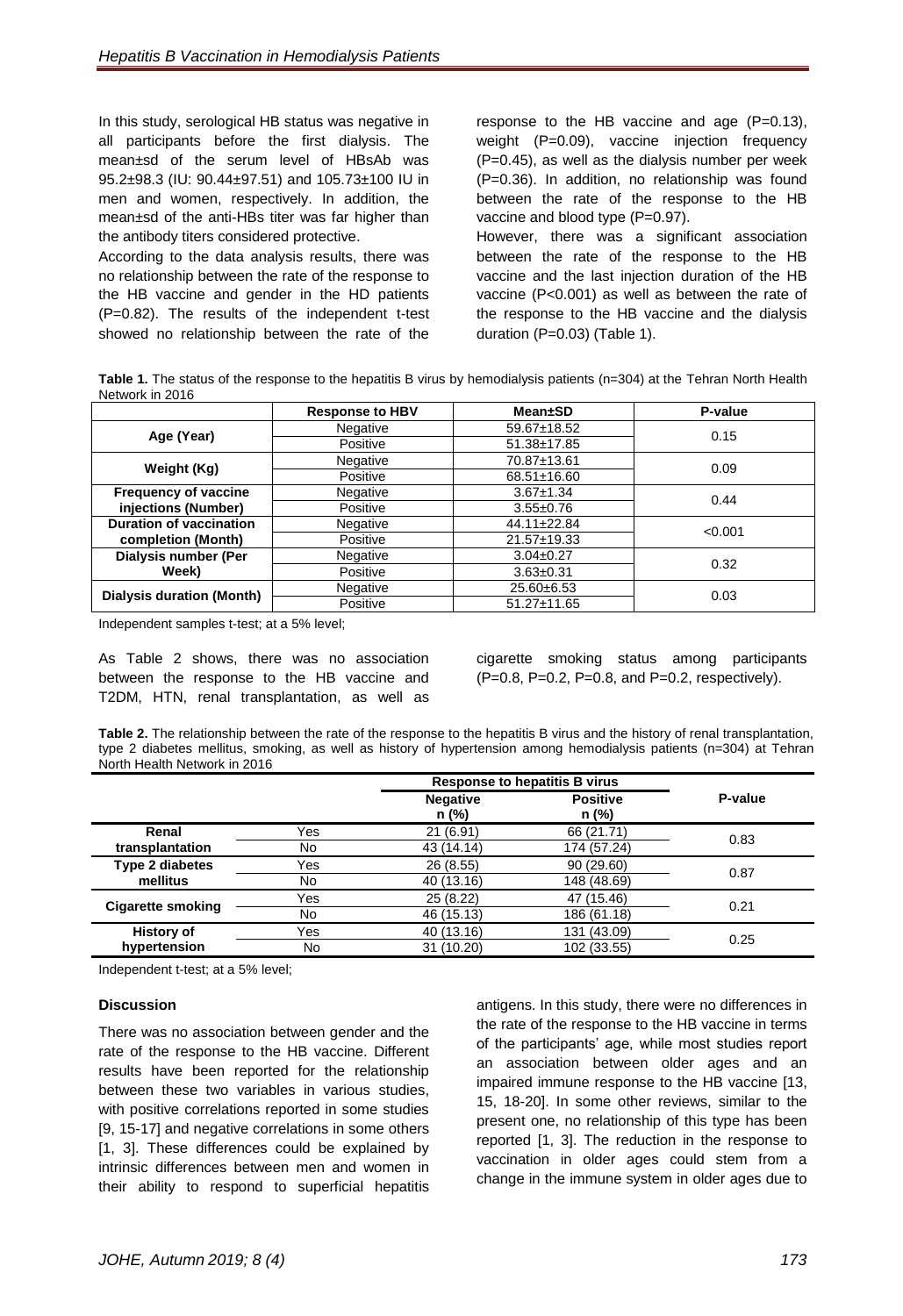In this study, serological HB status was negative in all participants before the first dialysis. The mean±sd of the serum level of HBsAb was 95.2±98.3 (IU: 90.44±97.51) and 105.73±100 IU in men and women, respectively. In addition, the mean±sd of the anti-HBs titer was far higher than the antibody titers considered protective.

According to the data analysis results, there was no relationship between the rate of the response to the HB vaccine and gender in the HD patients (P=0.82). The results of the independent t-test showed no relationship between the rate of the response to the HB vaccine and age (P=0.13), weight (P=0.09), vaccine injection frequency (P=0.45), as well as the dialysis number per week (P=0.36). In addition, no relationship was found between the rate of the response to the HB vaccine and blood type (P=0.97).

However, there was a significant association between the rate of the response to the HB vaccine and the last injection duration of the HB vaccine (P<0.001) as well as between the rate of the response to the HB vaccine and the dialysis duration (P=0.03) (Table 1).

**Table 1.** The status of the response to the hepatitis B virus by hemodialysis patients (n=304) at the Tehran North Health Network in 2016

| | Response to HBV | Mean±SD | P-value |
|---|---|---|---|
| **Age (Year)** | Negative | 59.67±18.52 | 0.15 |
| | Positive | 51.38±17.85 | |
| **Weight (Kg)** | Negative | 70.87±13.61 | 0.09 |
| | Positive | 68.51±16.60 | |
| **Frequency of vaccine injections (Number)** | Negative | 3.67±1.34 | 0.44 |
| | Positive | 3.55±0.76 | |
| **Duration of vaccination completion (Month)** | Negative | 44.11±22.84 | <0.001 |
| | Positive | 21.57±19.33 | |
| **Dialysis number (Per Week)** | Negative | 3.04±0.27 | 0.32 |
| | Positive | 3.63±0.31 | |
| **Dialysis duration (Month)** | Negative | 25.60±6.53 | 0.03 |
| | Positive | 51.27±11.65 | |

Independent samples t-test; at a 5% level;

As Table 2 shows, there was no association between the response to the HB vaccine and T2DM, HTN, renal transplantation, as well as cigarette smoking status among participants (P=0.8, P=0.2, P=0.8, and P=0.2, respectively).

**Table 2.** The relationship between the rate of the response to the hepatitis B virus and the history of renal transplantation, type 2 diabetes mellitus, smoking, as well as history of hypertension among hemodialysis patients (n=304) at Tehran North Health Network in 2016

| | | Response to hepatitis B virus | | P-value |
|---|---|---|---|---|
| | | Negative n (%) | Positive n (%) | |
| **Renal transplantation** | Yes | 21 (6.91) | 66 (21.71) | 0.83 |
| | No | 43 (14.14) | 174 (57.24) | |
| **Type 2 diabetes mellitus** | Yes | 26 (8.55) | 90 (29.60) | 0.87 |
| | No | 40 (13.16) | 148 (48.69) | |
| **Cigarette smoking** | Yes | 25 (8.22) | 47 (15.46) | 0.21 |
| | No | 46 (15.13) | 186 (61.18) | |
| **History of hypertension** | Yes | 40 (13.16) | 131 (43.09) | 0.25 |
| | No | 31 (10.20) | 102 (33.55) | |

Independent t-test; at a 5% level;

### Discussion

There was no association between gender and the rate of the response to the HB vaccine. Different results have been reported for the relationship between these two variables in various studies, with positive correlations reported in some studies [9, 15-17] and negative correlations in some others [1, 3]. These differences could be explained by intrinsic differences between men and women in their ability to respond to superficial hepatitis antigens. In this study, there were no differences in the rate of the response to the HB vaccine in terms of the participants' age, while most studies report an association between older ages and an impaired immune response to the HB vaccine [13, 15, 18-20]. In some other reviews, similar to the present one, no relationship of this type has been reported [1, 3]. The reduction in the response to vaccination in older ages could stem from a change in the immune system in older ages due to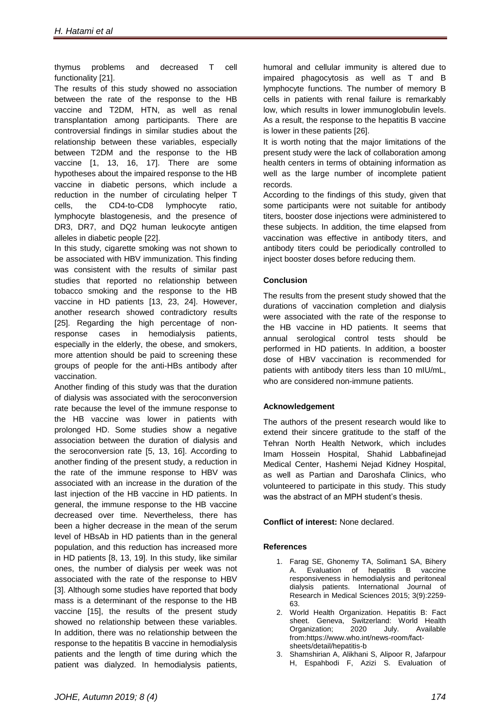thymus problems and decreased T cell functionality [21].

The results of this study showed no association between the rate of the response to the HB vaccine and T2DM, HTN, as well as renal transplantation among participants. There are controversial findings in similar studies about the relationship between these variables, especially between T2DM and the response to the HB vaccine [1, 13, 16, 17]. There are some hypotheses about the impaired response to the HB vaccine in diabetic persons, which include a reduction in the number of circulating helper T cells, the CD4-to-CD8 lymphocyte ratio, lymphocyte blastogenesis, and the presence of DR3, DR7, and DQ2 human leukocyte antigen alleles in diabetic people [22].

In this study, cigarette smoking was not shown to be associated with HBV immunization. This finding was consistent with the results of similar past studies that reported no relationship between tobacco smoking and the response to the HB vaccine in HD patients [13, 23, 24]. However, another research showed contradictory results [25]. Regarding the high percentage of non-response cases in hemodialysis patients, especially in the elderly, the obese, and smokers, more attention should be paid to screening these groups of people for the anti-HBs antibody after vaccination.

Another finding of this study was that the duration of dialysis was associated with the seroconversion rate because the level of the immune response to the HB vaccine was lower in patients with prolonged HD. Some studies show a negative association between the duration of dialysis and the seroconversion rate [5, 13, 16]. According to another finding of the present study, a reduction in the rate of the immune response to HBV was associated with an increase in the duration of the last injection of the HB vaccine in HD patients. In general, the immune response to the HB vaccine decreased over time. Nevertheless, there has been a higher decrease in the mean of the serum level of HBsAb in HD patients than in the general population, and this reduction has increased more in HD patients [8, 13, 19]. In this study, like similar ones, the number of dialysis per week was not associated with the rate of the response to HBV [3]. Although some studies have reported that body mass is a determinant of the response to the HB vaccine [15], the results of the present study showed no relationship between these variables. In addition, there was no relationship between the response to the hepatitis B vaccine in hemodialysis patients and the length of time during which the patient was dialyzed. In hemodialysis patients, humoral and cellular immunity is altered due to impaired phagocytosis as well as T and B lymphocyte functions. The number of memory B cells in patients with renal failure is remarkably low, which results in lower immunoglobulin levels. As a result, the response to the hepatitis B vaccine is lower in these patients [26].

It is worth noting that the major limitations of the present study were the lack of collaboration among health centers in terms of obtaining information as well as the large number of incomplete patient records.

According to the findings of this study, given that some participants were not suitable for antibody titers, booster dose injections were administered to these subjects. In addition, the time elapsed from vaccination was effective in antibody titers, and antibody titers could be periodically controlled to inject booster doses before reducing them.

## Conclusion

The results from the present study showed that the durations of vaccination completion and dialysis were associated with the rate of the response to the HB vaccine in HD patients. It seems that annual serological control tests should be performed in HD patients. In addition, a booster dose of HBV vaccination is recommended for patients with antibody titers less than 10 mIU/mL, who are considered non-immune patients.

## Acknowledgement

The authors of the present research would like to extend their sincere gratitude to the staff of the Tehran North Health Network, which includes Imam Hossein Hospital, Shahid Labbafinejad Medical Center, Hashemi Nejad Kidney Hospital, as well as Partian and Daroshafa Clinics, who volunteered to participate in this study. This study was the abstract of an MPH student's thesis.

**Conflict of interest:** None declared.

## References

1. Farag SE, Ghonemy TA, Soliman1 SA, Bihery A. Evaluation of hepatitis B vaccine responsiveness in hemodialysis and peritoneal dialysis patients. International Journal of Research in Medical Sciences 2015; 3(9):2259-63.
2. World Health Organization. Hepatitis B: Fact sheet. Geneva, Switzerland: World Health Organization; 2020 July. Available from:https://www.who.int/news-room/fact-sheets/detail/hepatitis-b
3. Shamshirian A, Alikhani S, Alipoor R, Jafarpour H, Espahbodi F, Azizi S. Evaluation of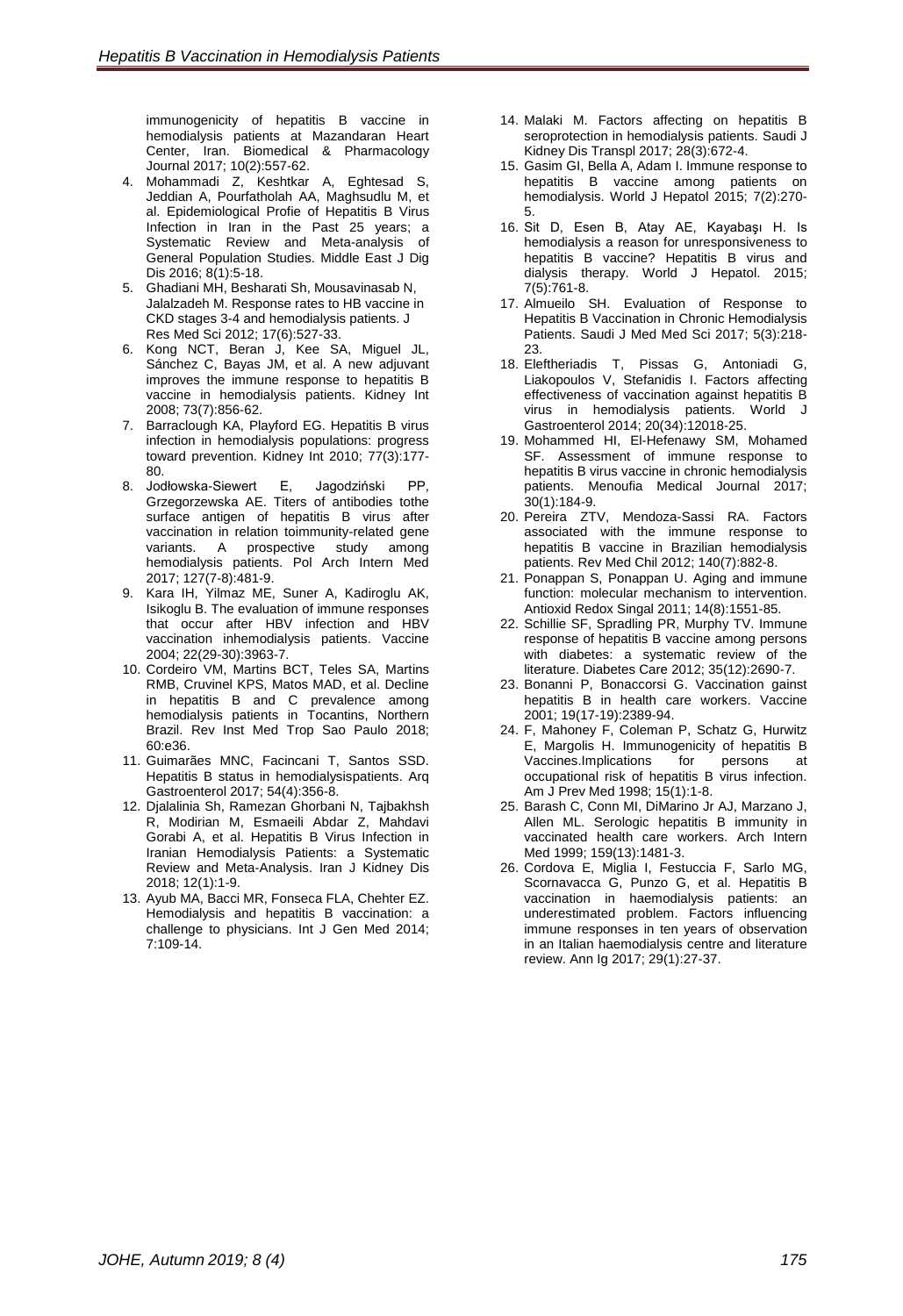immunogenicity of hepatitis B vaccine in hemodialysis patients at Mazandaran Heart Center, Iran. Biomedical & Pharmacology Journal 2017; 10(2):557-62.

4. Mohammadi Z, Keshtkar A, Eghtesad S, Jeddian A, Pourfatholah AA, Maghsudlu M, et al. Epidemiological Profie of Hepatitis B Virus Infection in Iran in the Past 25 years; a Systematic Review and Meta-analysis of General Population Studies. Middle East J Dig Dis 2016; 8(1):5-18.
5. Ghadiani MH, Besharati Sh, Mousavinasab N, Jalalzadeh M. Response rates to HB vaccine in CKD stages 3-4 and hemodialysis patients. J Res Med Sci 2012; 17(6):527-33.
6. Kong NCT, Beran J, Kee SA, Miguel JL, Sánchez C, Bayas JM, et al. A new adjuvant improves the immune response to hepatitis B vaccine in hemodialysis patients. Kidney Int 2008; 73(7):856-62.
7. Barraclough KA, Playford EG. Hepatitis B virus infection in hemodialysis populations: progress toward prevention. Kidney Int 2010; 77(3):177-80.
8. Jodłowska-Siewert E, Jagodziński PP, Grzegorzewska AE. Titers of antibodies tothe surface antigen of hepatitis B virus after vaccination in relation toimmunity-related gene variants. A prospective study among hemodialysis patients. Pol Arch Intern Med 2017; 127(7-8):481-9.
9. Kara IH, Yilmaz ME, Suner A, Kadiroglu AK, Isikoglu B. The evaluation of immune responses that occur after HBV infection and HBV vaccination inhemodialysis patients. Vaccine 2004; 22(29-30):3963-7.
10. Cordeiro VM, Martins BCT, Teles SA, Martins RMB, Cruvinel KPS, Matos MAD, et al. Decline in hepatitis B and C prevalence among hemodialysis patients in Tocantins, Northern Brazil. Rev Inst Med Trop Sao Paulo 2018; 60:e36.
11. Guimarães MNC, Facincani T, Santos SSD. Hepatitis B status in hemodialysispatients. Arq Gastroenterol 2017; 54(4):356-8.
12. Djalalinia Sh, Ramezan Ghorbani N, Tajbakhsh R, Modirian M, Esmaeili Abdar Z, Mahdavi Gorabi A, et al. Hepatitis B Virus Infection in Iranian Hemodialysis Patients: a Systematic Review and Meta-Analysis. Iran J Kidney Dis 2018; 12(1):1-9.
13. Ayub MA, Bacci MR, Fonseca FLA, Chehter EZ. Hemodialysis and hepatitis B vaccination: a challenge to physicians. Int J Gen Med 2014; 7:109-14.
14. Malaki M. Factors affecting on hepatitis B seroprotection in hemodialysis patients. Saudi J Kidney Dis Transpl 2017; 28(3):672-4.
15. Gasim GI, Bella A, Adam I. Immune response to hepatitis B vaccine among patients on hemodialysis. World J Hepatol 2015; 7(2):270-5.
16. Sit D, Esen B, Atay AE, Kayabaşı H. Is hemodialysis a reason for unresponsiveness to hepatitis B vaccine? Hepatitis B virus and dialysis therapy. World J Hepatol. 2015; 7(5):761-8.
17. Almueilo SH. Evaluation of Response to Hepatitis B Vaccination in Chronic Hemodialysis Patients. Saudi J Med Med Sci 2017; 5(3):218-23.
18. Eleftheriadis T, Pissas G, Antoniadi G, Liakopoulos V, Stefanidis I. Factors affecting effectiveness of vaccination against hepatitis B virus in hemodialysis patients. World J Gastroenterol 2014; 20(34):12018-25.
19. Mohammed HI, El-Hefenawy SM, Mohamed SF. Assessment of immune response to hepatitis B virus vaccine in chronic hemodialysis patients. Menoufia Medical Journal 2017; 30(1):184-9.
20. Pereira ZTV, Mendoza-Sassi RA. Factors associated with the immune response to hepatitis B vaccine in Brazilian hemodialysis patients. Rev Med Chil 2012; 140(7):882-8.
21. Ponappan S, Ponappan U. Aging and immune function: molecular mechanism to intervention. Antioxid Redox Singal 2011; 14(8):1551-85.
22. Schillie SF, Spradling PR, Murphy TV. Immune response of hepatitis B vaccine among persons with diabetes: a systematic review of the literature. Diabetes Care 2012; 35(12):2690-7.
23. Bonanni P, Bonaccorsi G. Vaccination gainst hepatitis B in health care workers. Vaccine 2001; 19(17-19):2389-94.
24. F, Mahoney F, Coleman P, Schatz G, Hurwitz E, Margolis H. Immunogenicity of hepatitis B Vaccines.Implications for persons at occupational risk of hepatitis B virus infection. Am J Prev Med 1998; 15(1):1-8.
25. Barash C, Conn MI, DiMarino Jr AJ, Marzano J, Allen ML. Serologic hepatitis B immunity in vaccinated health care workers. Arch Intern Med 1999; 159(13):1481-3.
26. Cordova E, Miglia I, Festuccia F, Sarlo MG, Scornavacca G, Punzo G, et al. Hepatitis B vaccination in haemodialysis patients: an underestimated problem. Factors influencing immune responses in ten years of observation in an Italian haemodialysis centre and literature review. Ann Ig 2017; 29(1):27-37.